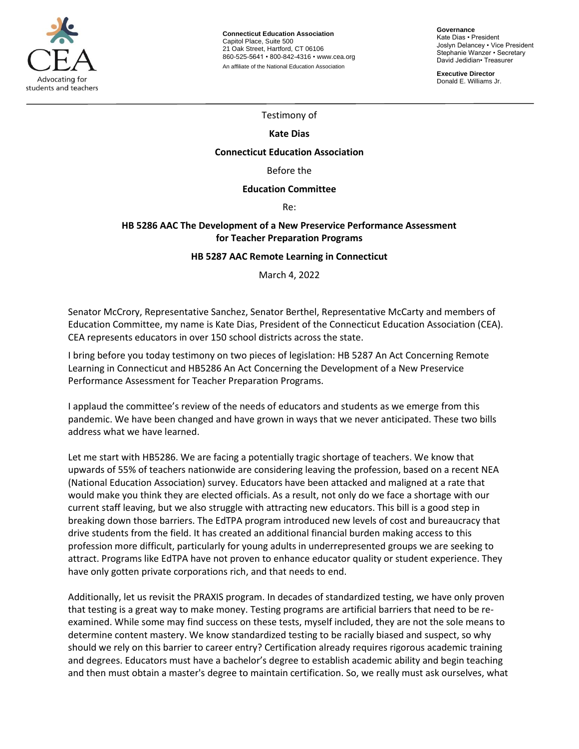CEA
Advocating for students and teachers

**Connecticut Education Association**
Capitol Place, Suite 500
21 Oak Street, Hartford, CT 06106
860-525-5641 • 800-842-4316 • www.cea.org
An affiliate of the National Education Association

**Governance**
Kate Dias • President
Joslyn Delancey • Vice President
Stephanie Wanzer • Secretary
David Jedidian• Treasurer

**Executive Director**
Donald E. Williams Jr.

---

Testimony of

**Kate Dias**

**Connecticut Education Association**

Before the

**Education Committee**

Re:

**HB 5286 AAC The Development of a New Preservice Performance Assessment for Teacher Preparation Programs**

**HB 5287 AAC Remote Learning in Connecticut**

March 4, 2022

Senator McCrory, Representative Sanchez, Senator Berthel, Representative McCarty and members of Education Committee, my name is Kate Dias, President of the Connecticut Education Association (CEA). CEA represents educators in over 150 school districts across the state.

I bring before you today testimony on two pieces of legislation: HB 5287 An Act Concerning Remote Learning in Connecticut and HB5286 An Act Concerning the Development of a New Preservice Performance Assessment for Teacher Preparation Programs.

I applaud the committee's review of the needs of educators and students as we emerge from this pandemic. We have been changed and have grown in ways that we never anticipated. These two bills address what we have learned.

Let me start with HB5286. We are facing a potentially tragic shortage of teachers. We know that upwards of 55% of teachers nationwide are considering leaving the profession, based on a recent NEA (National Education Association) survey. Educators have been attacked and maligned at a rate that would make you think they are elected officials. As a result, not only do we face a shortage with our current staff leaving, but we also struggle with attracting new educators. This bill is a good step in breaking down those barriers. The EdTPA program introduced new levels of cost and bureaucracy that drive students from the field. It has created an additional financial burden making access to this profession more difficult, particularly for young adults in underrepresented groups we are seeking to attract. Programs like EdTPA have not proven to enhance educator quality or student experience. They have only gotten private corporations rich, and that needs to end.

Additionally, let us revisit the PRAXIS program. In decades of standardized testing, we have only proven that testing is a great way to make money. Testing programs are artificial barriers that need to be re-examined. While some may find success on these tests, myself included, they are not the sole means to determine content mastery. We know standardized testing to be racially biased and suspect, so why should we rely on this barrier to career entry? Certification already requires rigorous academic training and degrees. Educators must have a bachelor's degree to establish academic ability and begin teaching and then must obtain a master's degree to maintain certification. So, we really must ask ourselves, what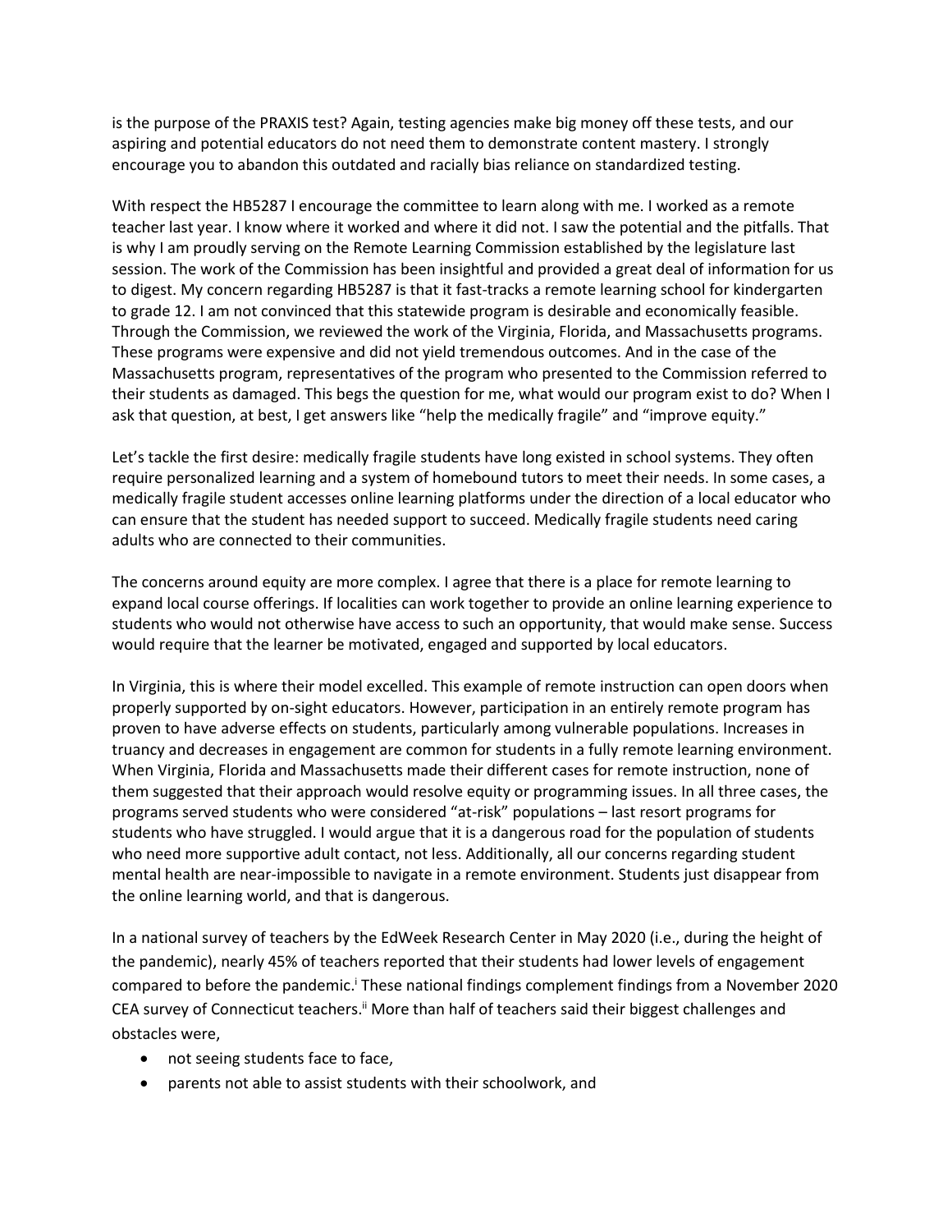is the purpose of the PRAXIS test? Again, testing agencies make big money off these tests, and our aspiring and potential educators do not need them to demonstrate content mastery. I strongly encourage you to abandon this outdated and racially bias reliance on standardized testing.

With respect the HB5287 I encourage the committee to learn along with me. I worked as a remote teacher last year. I know where it worked and where it did not. I saw the potential and the pitfalls. That is why I am proudly serving on the Remote Learning Commission established by the legislature last session. The work of the Commission has been insightful and provided a great deal of information for us to digest. My concern regarding HB5287 is that it fast-tracks a remote learning school for kindergarten to grade 12. I am not convinced that this statewide program is desirable and economically feasible. Through the Commission, we reviewed the work of the Virginia, Florida, and Massachusetts programs. These programs were expensive and did not yield tremendous outcomes. And in the case of the Massachusetts program, representatives of the program who presented to the Commission referred to their students as damaged. This begs the question for me, what would our program exist to do? When I ask that question, at best, I get answers like "help the medically fragile" and "improve equity."

Let's tackle the first desire: medically fragile students have long existed in school systems. They often require personalized learning and a system of homebound tutors to meet their needs. In some cases, a medically fragile student accesses online learning platforms under the direction of a local educator who can ensure that the student has needed support to succeed. Medically fragile students need caring adults who are connected to their communities.

The concerns around equity are more complex. I agree that there is a place for remote learning to expand local course offerings. If localities can work together to provide an online learning experience to students who would not otherwise have access to such an opportunity, that would make sense. Success would require that the learner be motivated, engaged and supported by local educators.

In Virginia, this is where their model excelled. This example of remote instruction can open doors when properly supported by on-sight educators. However, participation in an entirely remote program has proven to have adverse effects on students, particularly among vulnerable populations. Increases in truancy and decreases in engagement are common for students in a fully remote learning environment. When Virginia, Florida and Massachusetts made their different cases for remote instruction, none of them suggested that their approach would resolve equity or programming issues. In all three cases, the programs served students who were considered "at-risk" populations – last resort programs for students who have struggled. I would argue that it is a dangerous road for the population of students who need more supportive adult contact, not less. Additionally, all our concerns regarding student mental health are near-impossible to navigate in a remote environment. Students just disappear from the online learning world, and that is dangerous.

In a national survey of teachers by the EdWeek Research Center in May 2020 (i.e., during the height of the pandemic), nearly 45% of teachers reported that their students had lower levels of engagement compared to before the pandemic.[i] These national findings complement findings from a November 2020 CEA survey of Connecticut teachers.[ii] More than half of teachers said their biggest challenges and obstacles were,

- not seeing students face to face,
- parents not able to assist students with their schoolwork, and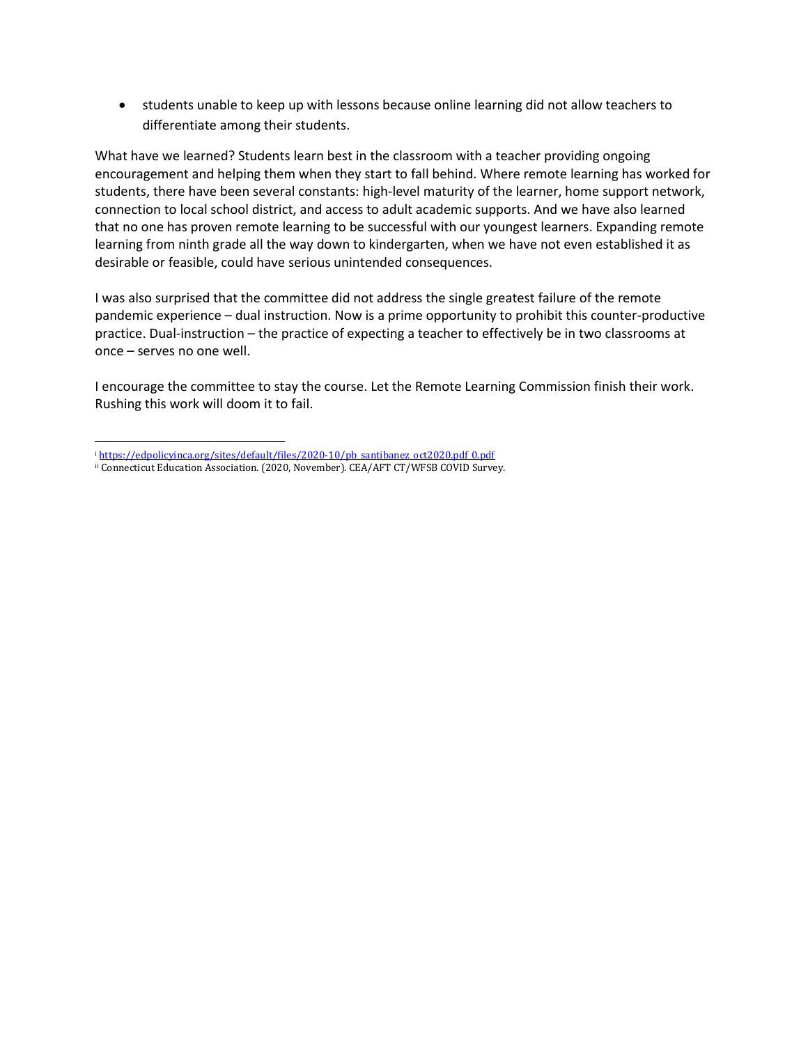- students unable to keep up with lessons because online learning did not allow teachers to differentiate among their students.

What have we learned? Students learn best in the classroom with a teacher providing ongoing encouragement and helping them when they start to fall behind. Where remote learning has worked for students, there have been several constants: high-level maturity of the learner, home support network, connection to local school district, and access to adult academic supports. And we have also learned that no one has proven remote learning to be successful with our youngest learners. Expanding remote learning from ninth grade all the way down to kindergarten, when we have not even established it as desirable or feasible, could have serious unintended consequences.

I was also surprised that the committee did not address the single greatest failure of the remote pandemic experience – dual instruction. Now is a prime opportunity to prohibit this counter-productive practice. Dual-instruction – the practice of expecting a teacher to effectively be in two classrooms at once – serves no one well.

I encourage the committee to stay the course. Let the Remote Learning Commission finish their work. Rushing this work will doom it to fail.

---

[i] https://edpolicyinca.org/sites/default/files/2020-10/pb_santibanez_oct2020.pdf_0.pdf

[ii] Connecticut Education Association. (2020, November). CEA/AFT CT/WFSB COVID Survey.